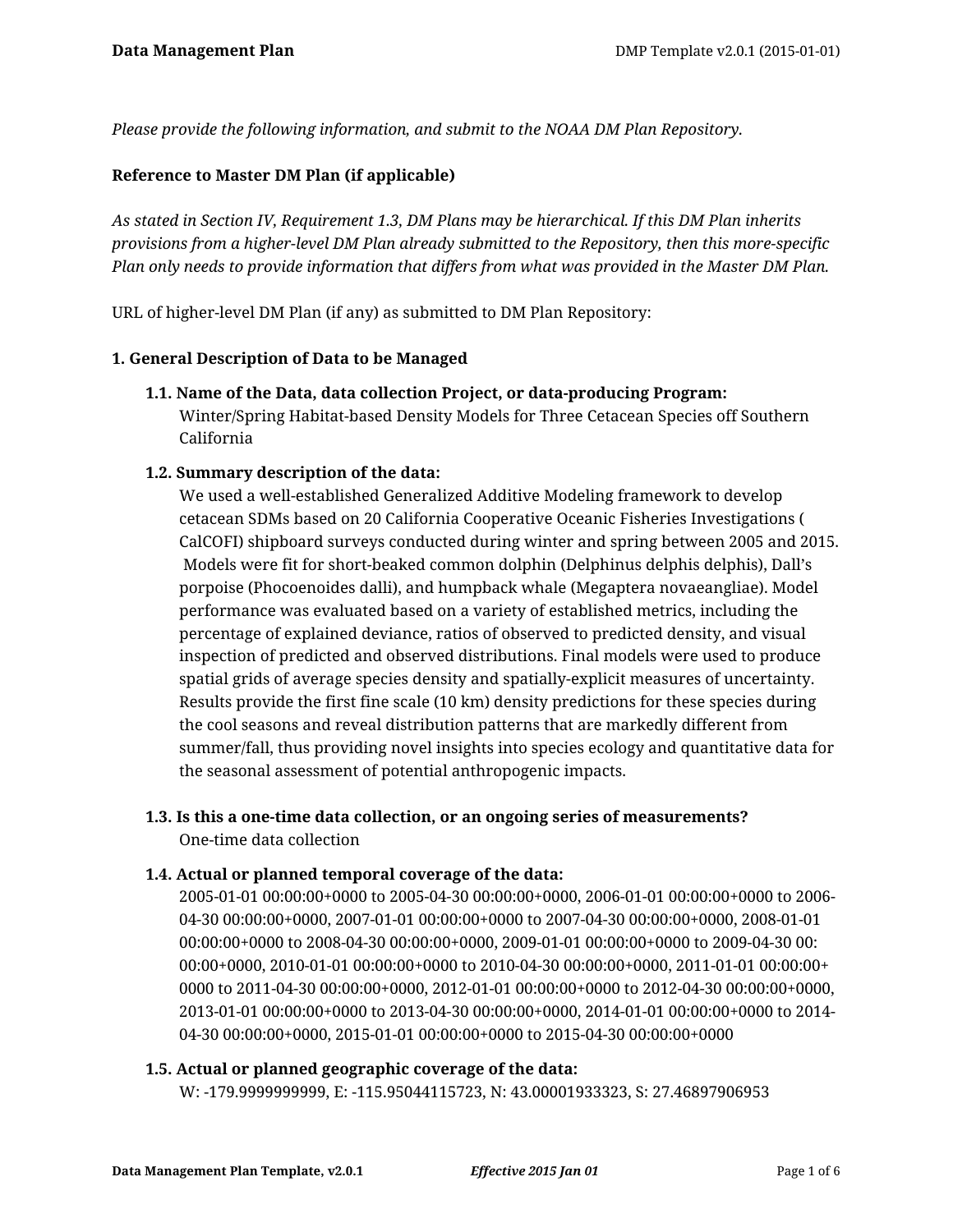*Please provide the following information, and submit to the NOAA DM Plan Repository.*

**Reference to Master DM Plan (if applicable)**

*As stated in Section IV, Requirement 1.3, DM Plans may be hierarchical. If this DM Plan inherits provisions from a higher-level DM Plan already submitted to the Repository, then this more-specific Plan only needs to provide information that differs from what was provided in the Master DM Plan.*

URL of higher-level DM Plan (if any) as submitted to DM Plan Repository:

## 1. General Description of Data to be Managed

### 1.1. Name of the Data, data collection Project, or data-producing Program:

Winter/Spring Habitat-based Density Models for Three Cetacean Species off Southern California

### 1.2. Summary description of the data:

We used a well-established Generalized Additive Modeling framework to develop cetacean SDMs based on 20 California Cooperative Oceanic Fisheries Investigations ( CalCOFI) shipboard surveys conducted during winter and spring between 2005 and 2015. Models were fit for short-beaked common dolphin (Delphinus delphis delphis), Dall's porpoise (Phocoenoides dalli), and humpback whale (Megaptera novaeangliae). Model performance was evaluated based on a variety of established metrics, including the percentage of explained deviance, ratios of observed to predicted density, and visual inspection of predicted and observed distributions. Final models were used to produce spatial grids of average species density and spatially-explicit measures of uncertainty. Results provide the first fine scale (10 km) density predictions for these species during the cool seasons and reveal distribution patterns that are markedly different from summer/fall, thus providing novel insights into species ecology and quantitative data for the seasonal assessment of potential anthropogenic impacts.

### 1.3. Is this a one-time data collection, or an ongoing series of measurements?

One-time data collection

### 1.4. Actual or planned temporal coverage of the data:

2005-01-01 00:00:00+0000 to 2005-04-30 00:00:00+0000, 2006-01-01 00:00:00+0000 to 2006-04-30 00:00:00+0000, 2007-01-01 00:00:00+0000 to 2007-04-30 00:00:00+0000, 2008-01-01 00:00:00+0000 to 2008-04-30 00:00:00+0000, 2009-01-01 00:00:00+0000 to 2009-04-30 00:00:00+0000, 2010-01-01 00:00:00+0000 to 2010-04-30 00:00:00+0000, 2011-01-01 00:00:00+0000 to 2011-04-30 00:00:00+0000, 2012-01-01 00:00:00+0000 to 2012-04-30 00:00:00+0000, 2013-01-01 00:00:00+0000 to 2013-04-30 00:00:00+0000, 2014-01-01 00:00:00+0000 to 2014-04-30 00:00:00+0000, 2015-01-01 00:00:00+0000 to 2015-04-30 00:00:00+0000

### 1.5. Actual or planned geographic coverage of the data:

W: -179.9999999999, E: -115.95044115723, N: 43.00001933323, S: 27.46897906953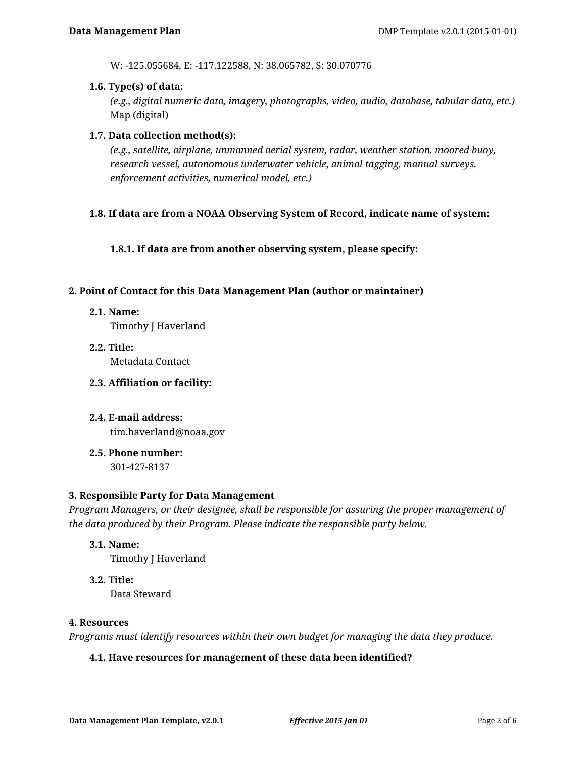W: -125.055684, E: -117.122588, N: 38.065782, S: 30.070776

### 1.6. Type(s) of data:

*(e.g., digital numeric data, imagery, photographs, video, audio, database, tabular data, etc.)*

Map (digital)

### 1.7. Data collection method(s):

*(e.g., satellite, airplane, unmanned aerial system, radar, weather station, moored buoy, research vessel, autonomous underwater vehicle, animal tagging, manual surveys, enforcement activities, numerical model, etc.)*

### 1.8. If data are from a NOAA Observing System of Record, indicate name of system:

#### 1.8.1. If data are from another observing system, please specify:

## 2. Point of Contact for this Data Management Plan (author or maintainer)

### 2.1. Name:

Timothy J Haverland

### 2.2. Title:

Metadata Contact

### 2.3. Affiliation or facility:

### 2.4. E-mail address:

tim.haverland@noaa.gov

### 2.5. Phone number:

301-427-8137

## 3. Responsible Party for Data Management

*Program Managers, or their designee, shall be responsible for assuring the proper management of the data produced by their Program. Please indicate the responsible party below.*

### 3.1. Name:

Timothy J Haverland

### 3.2. Title:

Data Steward

## 4. Resources

*Programs must identify resources within their own budget for managing the data they produce.*

### 4.1. Have resources for management of these data been identified?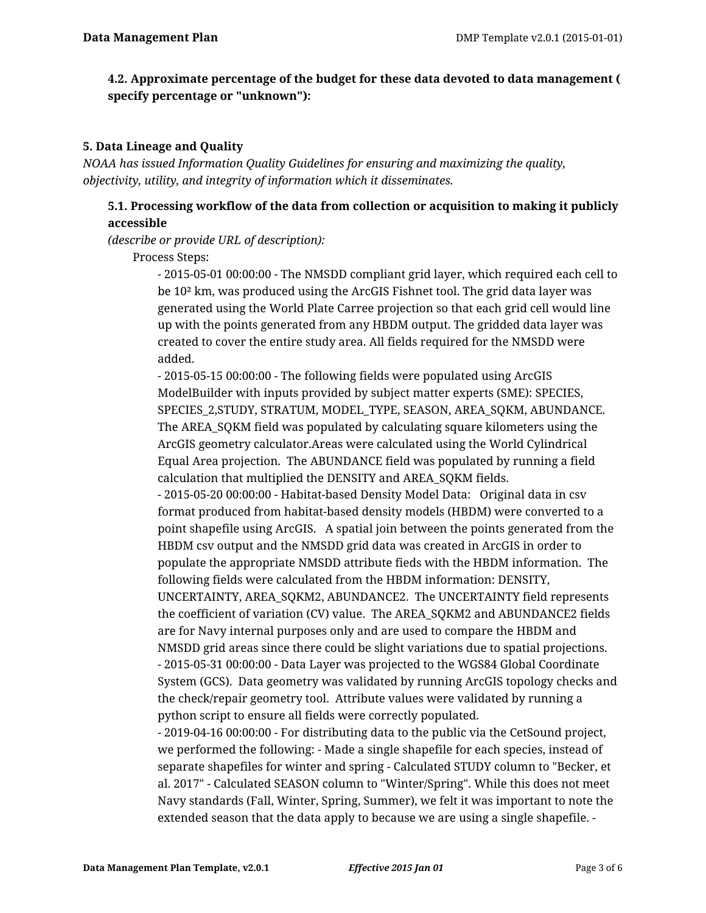**4.2. Approximate percentage of the budget for these data devoted to data management ( specify percentage or "unknown"):**

**5. Data Lineage and Quality**

*NOAA has issued Information Quality Guidelines for ensuring and maximizing the quality, objectivity, utility, and integrity of information which it disseminates.*

**5.1. Processing workflow of the data from collection or acquisition to making it publicly accessible**

*(describe or provide URL of description):*

Process Steps:

- 2015-05-01 00:00:00 - The NMSDD compliant grid layer, which required each cell to be $10^2$ km, was produced using the ArcGIS Fishnet tool. The grid data layer was generated using the World Plate Carree projection so that each grid cell would line up with the points generated from any HBDM output. The gridded data layer was created to cover the entire study area. All fields required for the NMSDD were added.
- 2015-05-15 00:00:00 - The following fields were populated using ArcGIS ModelBuilder with inputs provided by subject matter experts (SME): SPECIES, SPECIES_2,STUDY, STRATUM, MODEL_TYPE, SEASON, AREA_SQKM, ABUNDANCE. The AREA_SQKM field was populated by calculating square kilometers using the ArcGIS geometry calculator.Areas were calculated using the World Cylindrical Equal Area projection. The ABUNDANCE field was populated by running a field calculation that multiplied the DENSITY and AREA_SQKM fields.
- 2015-05-20 00:00:00 - Habitat-based Density Model Data: Original data in csv format produced from habitat-based density models (HBDM) were converted to a point shapefile using ArcGIS. A spatial join between the points generated from the HBDM csv output and the NMSDD grid data was created in ArcGIS in order to populate the appropriate NMSDD attribute fieds with the HBDM information. The following fields were calculated from the HBDM information: DENSITY, UNCERTAINTY, AREA_SQKM2, ABUNDANCE2. The UNCERTAINTY field represents the coefficient of variation (CV) value. The AREA_SQKM2 and ABUNDANCE2 fields are for Navy internal purposes only and are used to compare the HBDM and NMSDD grid areas since there could be slight variations due to spatial projections.
- 2015-05-31 00:00:00 - Data Layer was projected to the WGS84 Global Coordinate System (GCS). Data geometry was validated by running ArcGIS topology checks and the check/repair geometry tool. Attribute values were validated by running a python script to ensure all fields were correctly populated.
- 2019-04-16 00:00:00 - For distributing data to the public via the CetSound project, we performed the following: - Made a single shapefile for each species, instead of separate shapefiles for winter and spring - Calculated STUDY column to "Becker, et al. 2017" - Calculated SEASON column to "Winter/Spring". While this does not meet Navy standards (Fall, Winter, Spring, Summer), we felt it was important to note the extended season that the data apply to because we are using a single shapefile. -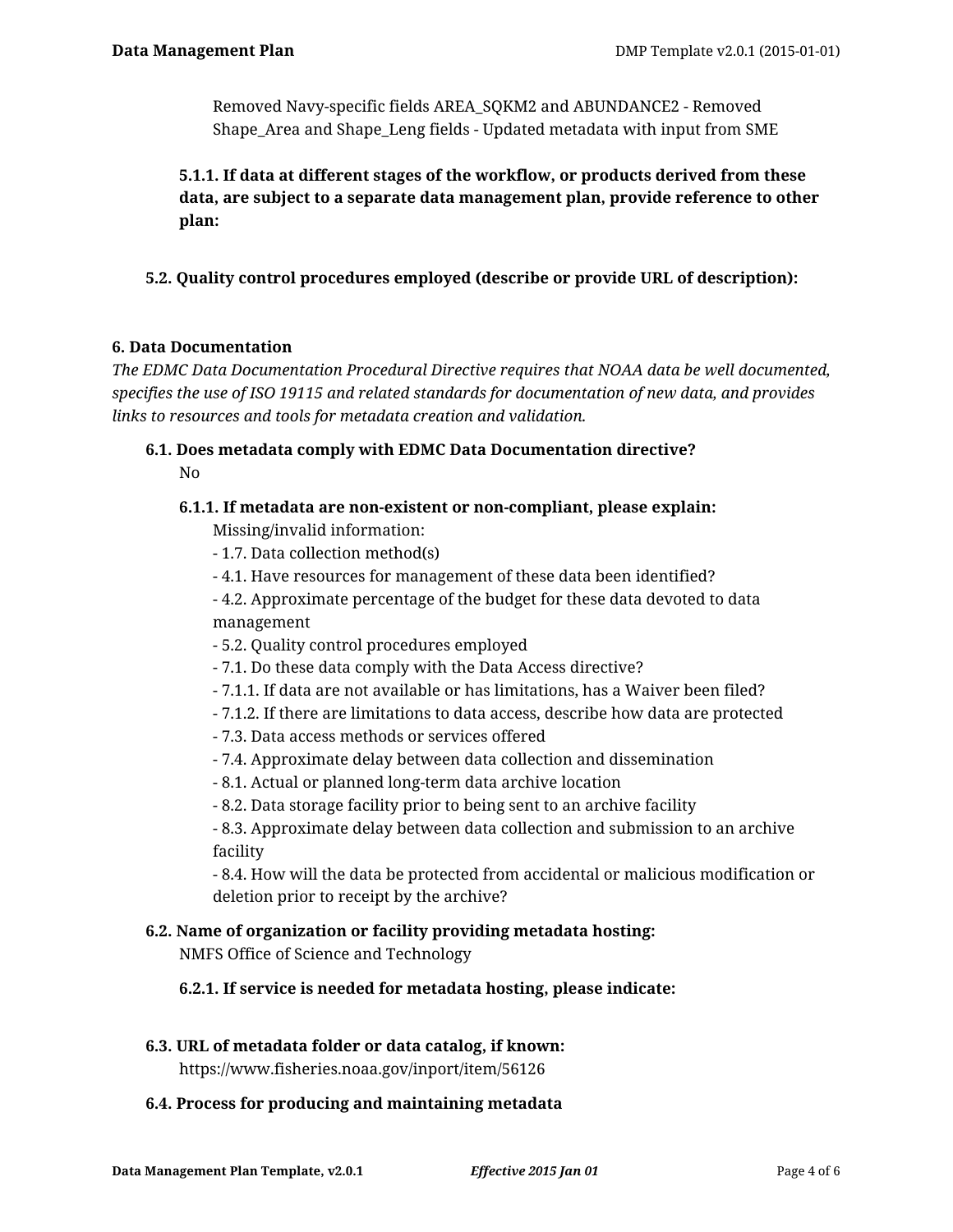Removed Navy-specific fields AREA_SQKM2 and ABUNDANCE2 - Removed Shape_Area and Shape_Leng fields - Updated metadata with input from SME

**5.1.1. If data at different stages of the workflow, or products derived from these data, are subject to a separate data management plan, provide reference to other plan:**

**5.2. Quality control procedures employed (describe or provide URL of description):**

### 6. Data Documentation

*The EDMC Data Documentation Procedural Directive requires that NOAA data be well documented, specifies the use of ISO 19115 and related standards for documentation of new data, and provides links to resources and tools for metadata creation and validation.*

**6.1. Does metadata comply with EDMC Data Documentation directive?**

No

**6.1.1. If metadata are non-existent or non-compliant, please explain:**

Missing/invalid information:
- 1.7. Data collection method(s)
- 4.1. Have resources for management of these data been identified?
- 4.2. Approximate percentage of the budget for these data devoted to data management
- 5.2. Quality control procedures employed
- 7.1. Do these data comply with the Data Access directive?
- 7.1.1. If data are not available or has limitations, has a Waiver been filed?
- 7.1.2. If there are limitations to data access, describe how data are protected
- 7.3. Data access methods or services offered
- 7.4. Approximate delay between data collection and dissemination
- 8.1. Actual or planned long-term data archive location
- 8.2. Data storage facility prior to being sent to an archive facility
- 8.3. Approximate delay between data collection and submission to an archive facility
- 8.4. How will the data be protected from accidental or malicious modification or deletion prior to receipt by the archive?

**6.2. Name of organization or facility providing metadata hosting:**

NMFS Office of Science and Technology

**6.2.1. If service is needed for metadata hosting, please indicate:**

**6.3. URL of metadata folder or data catalog, if known:**

https://www.fisheries.noaa.gov/inport/item/56126

**6.4. Process for producing and maintaining metadata**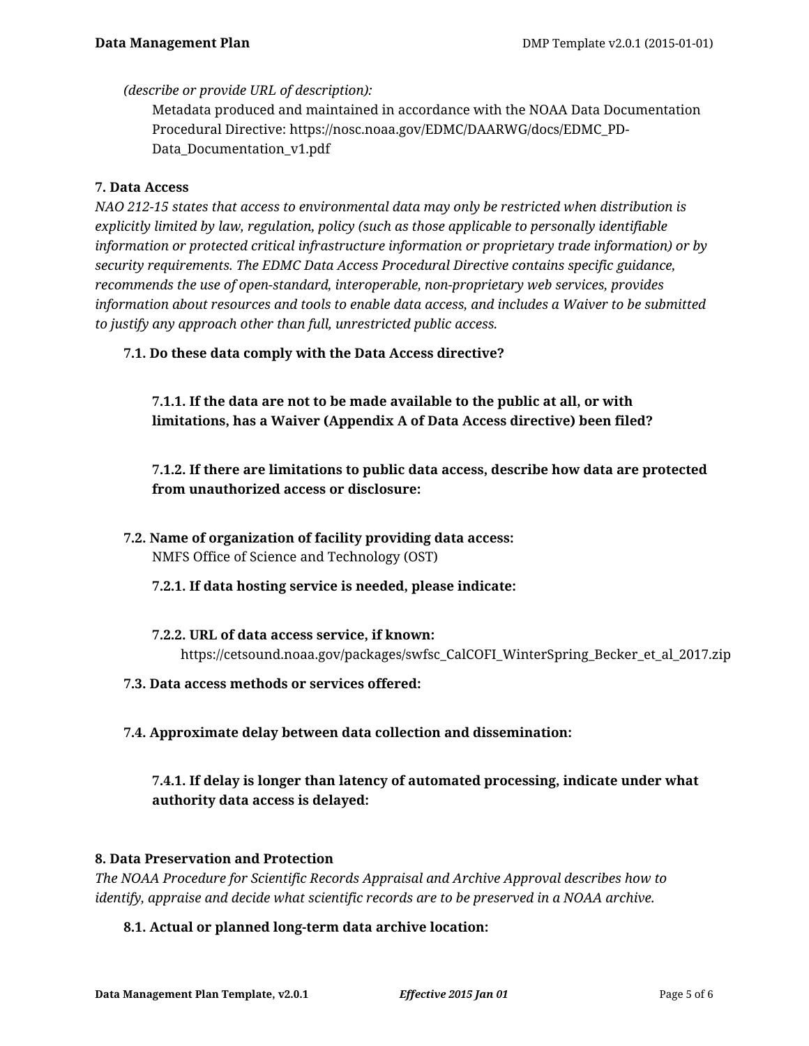*(describe or provide URL of description):*

Metadata produced and maintained in accordance with the NOAA Data Documentation Procedural Directive: https://nosc.noaa.gov/EDMC/DAARWG/docs/EDMC_PD-Data_Documentation_v1.pdf

**7. Data Access**

*NAO 212-15 states that access to environmental data may only be restricted when distribution is explicitly limited by law, regulation, policy (such as those applicable to personally identifiable information or protected critical infrastructure information or proprietary trade information) or by security requirements. The EDMC Data Access Procedural Directive contains specific guidance, recommends the use of open-standard, interoperable, non-proprietary web services, provides information about resources and tools to enable data access, and includes a Waiver to be submitted to justify any approach other than full, unrestricted public access.*

**7.1. Do these data comply with the Data Access directive?**

**7.1.1. If the data are not to be made available to the public at all, or with limitations, has a Waiver (Appendix A of Data Access directive) been filed?**

**7.1.2. If there are limitations to public data access, describe how data are protected from unauthorized access or disclosure:**

**7.2. Name of organization of facility providing data access:**

NMFS Office of Science and Technology (OST)

**7.2.1. If data hosting service is needed, please indicate:**

**7.2.2. URL of data access service, if known:**

https://cetsound.noaa.gov/packages/swfsc_CalCOFI_WinterSpring_Becker_et_al_2017.zip

**7.3. Data access methods or services offered:**

**7.4. Approximate delay between data collection and dissemination:**

**7.4.1. If delay is longer than latency of automated processing, indicate under what authority data access is delayed:**

**8. Data Preservation and Protection**

*The NOAA Procedure for Scientific Records Appraisal and Archive Approval describes how to identify, appraise and decide what scientific records are to be preserved in a NOAA archive.*

**8.1. Actual or planned long-term data archive location:**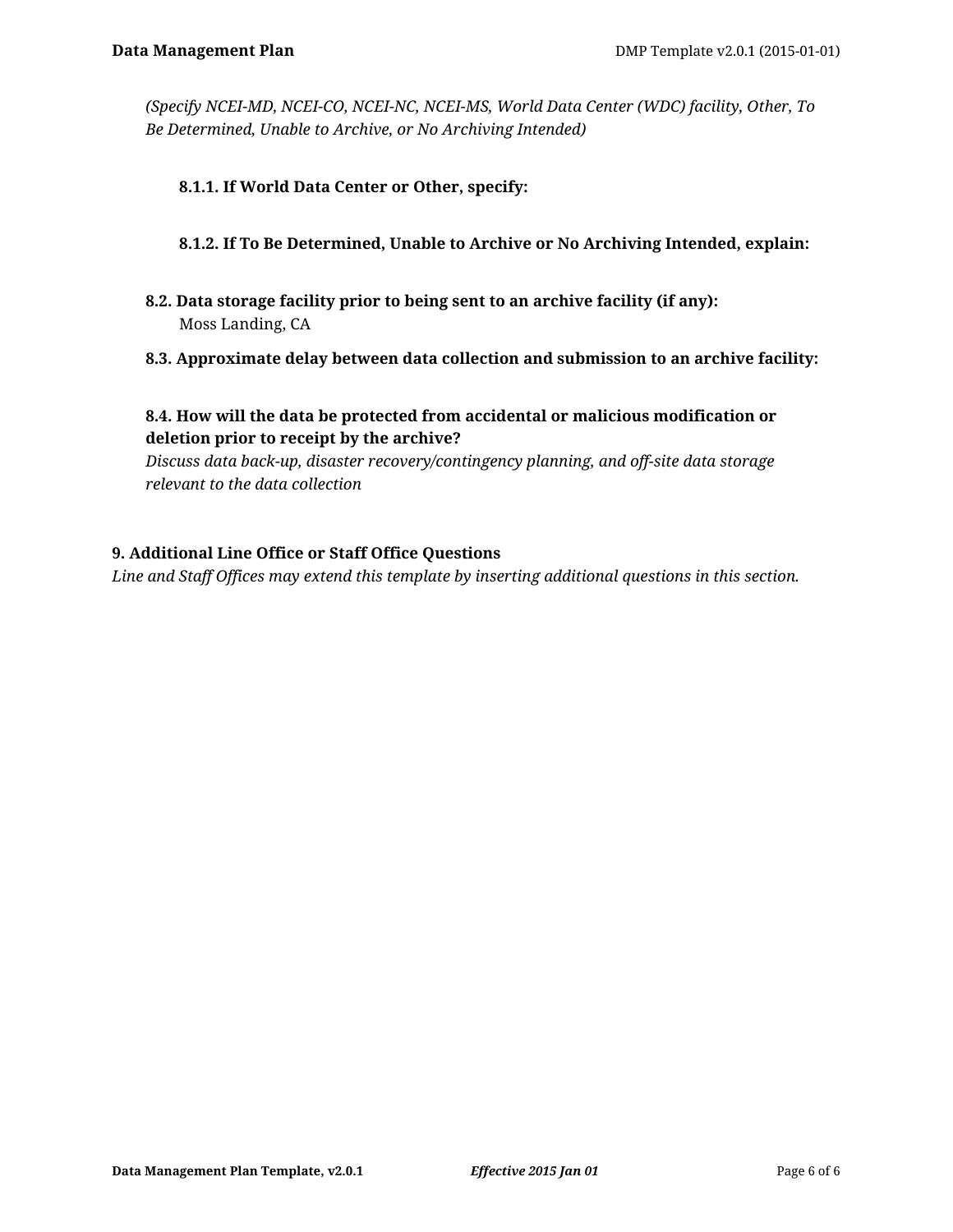*(Specify NCEI-MD, NCEI-CO, NCEI-NC, NCEI-MS, World Data Center (WDC) facility, Other, To Be Determined, Unable to Archive, or No Archiving Intended)*

**8.1.1. If World Data Center or Other, specify:**

**8.1.2. If To Be Determined, Unable to Archive or No Archiving Intended, explain:**

**8.2. Data storage facility prior to being sent to an archive facility (if any):**
Moss Landing, CA

**8.3. Approximate delay between data collection and submission to an archive facility:**

**8.4. How will the data be protected from accidental or malicious modification or deletion prior to receipt by the archive?**
*Discuss data back-up, disaster recovery/contingency planning, and off-site data storage relevant to the data collection*

## 9. Additional Line Office or Staff Office Questions

*Line and Staff Offices may extend this template by inserting additional questions in this section.*